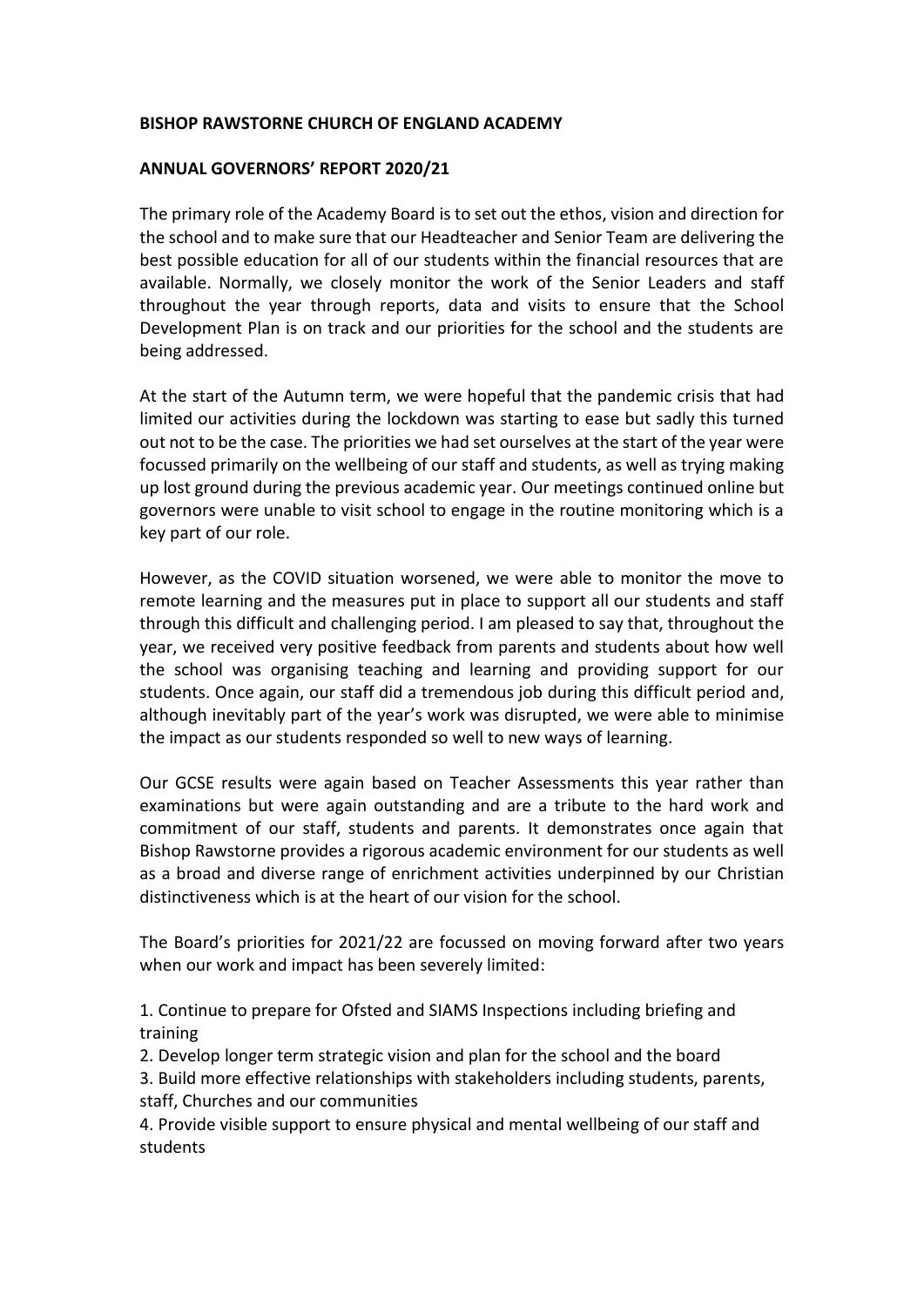**BISHOP RAWSTORNE CHURCH OF ENGLAND ACADEMY**

**ANNUAL GOVERNORS' REPORT 2020/21**

The primary role of the Academy Board is to set out the ethos, vision and direction for the school and to make sure that our Headteacher and Senior Team are delivering the best possible education for all of our students within the financial resources that are available. Normally, we closely monitor the work of the Senior Leaders and staff throughout the year through reports, data and visits to ensure that the School Development Plan is on track and our priorities for the school and the students are being addressed.

At the start of the Autumn term, we were hopeful that the pandemic crisis that had limited our activities during the lockdown was starting to ease but sadly this turned out not to be the case. The priorities we had set ourselves at the start of the year were focussed primarily on the wellbeing of our staff and students, as well as trying making up lost ground during the previous academic year. Our meetings continued online but governors were unable to visit school to engage in the routine monitoring which is a key part of our role.

However, as the COVID situation worsened, we were able to monitor the move to remote learning and the measures put in place to support all our students and staff through this difficult and challenging period. I am pleased to say that, throughout the year, we received very positive feedback from parents and students about how well the school was organising teaching and learning and providing support for our students. Once again, our staff did a tremendous job during this difficult period and, although inevitably part of the year's work was disrupted, we were able to minimise the impact as our students responded so well to new ways of learning.

Our GCSE results were again based on Teacher Assessments this year rather than examinations but were again outstanding and are a tribute to the hard work and commitment of our staff, students and parents. It demonstrates once again that Bishop Rawstorne provides a rigorous academic environment for our students as well as a broad and diverse range of enrichment activities underpinned by our Christian distinctiveness which is at the heart of our vision for the school.

The Board's priorities for 2021/22 are focussed on moving forward after two years when our work and impact has been severely limited:

1. Continue to prepare for Ofsted and SIAMS Inspections including briefing and training
2. Develop longer term strategic vision and plan for the school and the board
3. Build more effective relationships with stakeholders including students, parents, staff, Churches and our communities
4. Provide visible support to ensure physical and mental wellbeing of our staff and students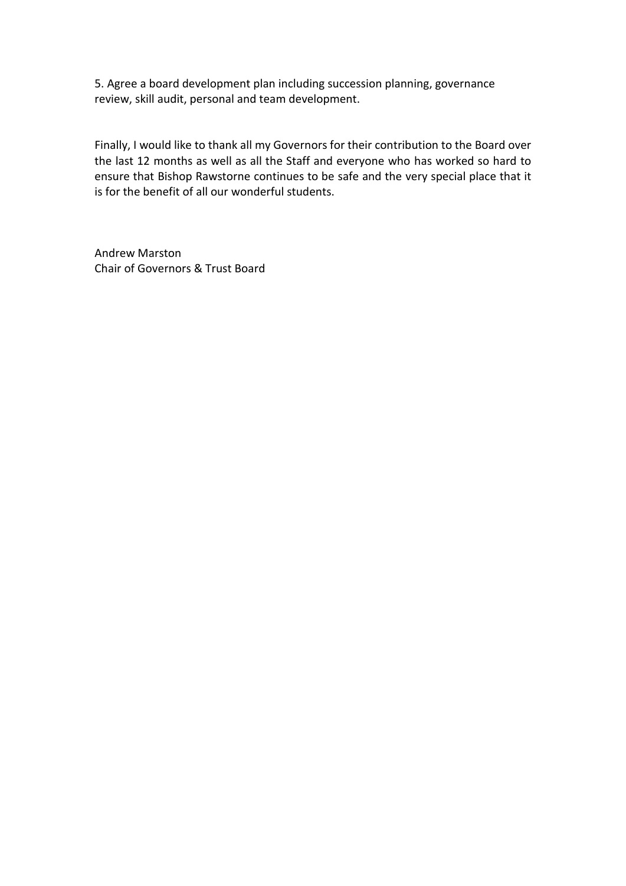5. Agree a board development plan including succession planning, governance review, skill audit, personal and team development.

Finally, I would like to thank all my Governors for their contribution to the Board over the last 12 months as well as all the Staff and everyone who has worked so hard to ensure that Bishop Rawstorne continues to be safe and the very special place that it is for the benefit of all our wonderful students.

Andrew Marston  
Chair of Governors & Trust Board